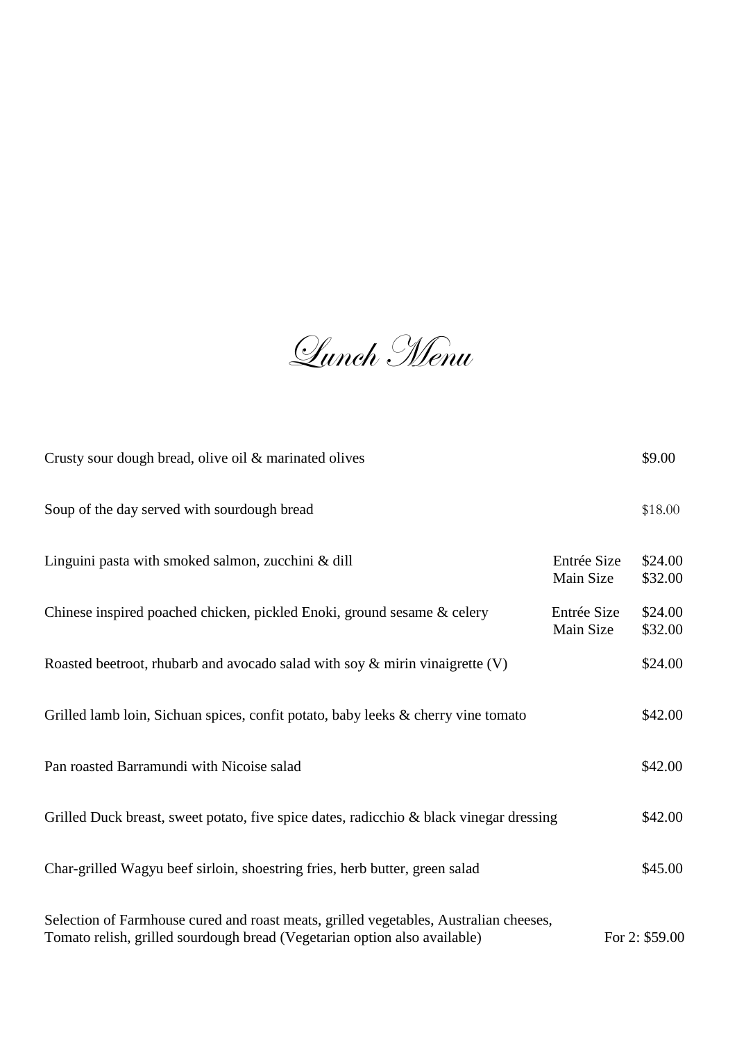# Lunch Menu

| Item | Size | Price |
|---|---|---|
| Crusty sour dough bread, olive oil & marinated olives | | $9.00 |
| Soup of the day served with sourdough bread | | $18.00 |
| Linguini pasta with smoked salmon, zucchini & dill | Entrée Size | $24.00 |
| | Main Size | $32.00 |
| Chinese inspired poached chicken, pickled Enoki, ground sesame & celery | Entrée Size | $24.00 |
| | Main Size | $32.00 |
| Roasted beetroot, rhubarb and avocado salad with soy & mirin vinaigrette (V) | | $24.00 |
| Grilled lamb loin, Sichuan spices, confit potato, baby leeks & cherry vine tomato | | $42.00 |
| Pan roasted Barramundi with Nicoise salad | | $42.00 |
| Grilled Duck breast, sweet potato, five spice dates, radicchio & black vinegar dressing | | $42.00 |
| Char-grilled Wagyu beef sirloin, shoestring fries, herb butter, green salad | | $45.00 |
| Selection of Farmhouse cured and roast meats, grilled vegetables, Australian cheeses, Tomato relish, grilled sourdough bread (Vegetarian option also available) | | For 2: $59.00 |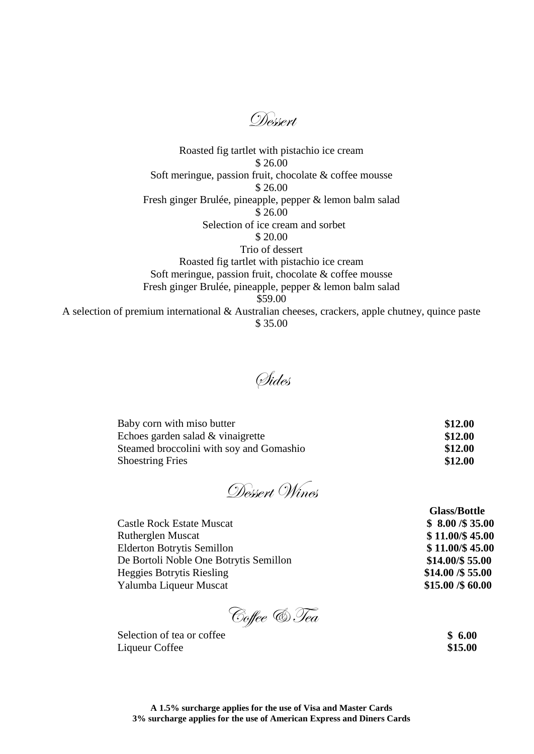## Dessert

Roasted fig tartlet with pistachio ice cream
$ 26.00
Soft meringue, passion fruit, chocolate & coffee mousse
$ 26.00
Fresh ginger Brulée, pineapple, pepper & lemon balm salad
$ 26.00
Selection of ice cream and sorbet
$ 20.00
Trio of dessert
Roasted fig tartlet with pistachio ice cream
Soft meringue, passion fruit, chocolate & coffee mousse
Fresh ginger Brulée, pineapple, pepper & lemon balm salad
$59.00
A selection of premium international & Australian cheeses, crackers, apple chutney, quince paste
$ 35.00

## Sides

| | |
|---|---|
| Baby corn with miso butter | **$12.00** |
| Echoes garden salad & vinaigrette | **$12.00** |
| Steamed broccolini with soy and Gomashio | **$12.00** |
| Shoestring Fries | **$12.00** |

## Dessert Wines

| | **Glass/Bottle** |
|---|---|
| Castle Rock Estate Muscat | **$ 8.00 /$ 35.00** |
| Rutherglen Muscat | **$ 11.00/$ 45.00** |
| Elderton Botrytis Semillon | **$ 11.00/$ 45.00** |
| De Bortoli Noble One Botrytis Semillon | **$14.00/$ 55.00** |
| Heggies Botrytis Riesling | **$14.00 /$ 55.00** |
| Yalumba Liqueur Muscat | **$15.00 /$ 60.00** |

## Coffee & Tea

| | |
|---|---|
| Selection of tea or coffee | **$ 6.00** |
| Liqueur Coffee | **$15.00** |

**A 1.5% surcharge applies for the use of Visa and Master Cards**
**3% surcharge applies for the use of American Express and Diners Cards**